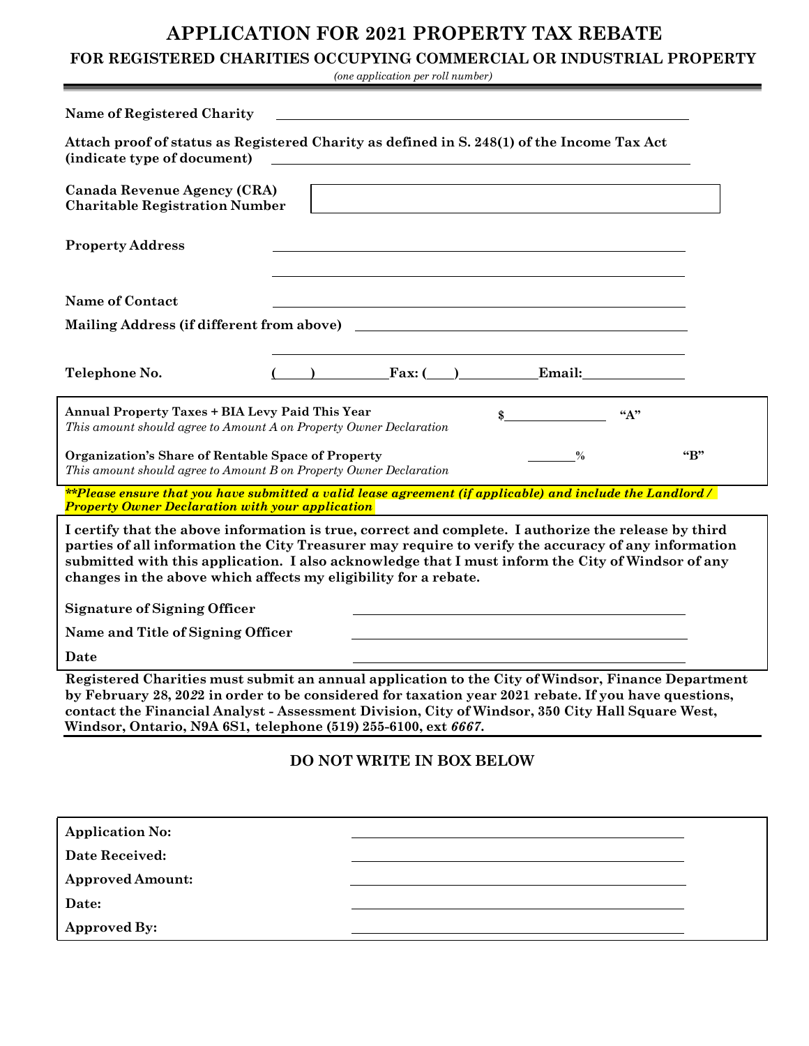# APPLICATION FOR 2021 PROPERTY TAX REBATE

## FOR REGISTERED CHARITIES OCCUPYING COMMERCIAL OR INDUSTRIAL PROPERTY

*(one application per roll number)*

**Name of Registered Charity** ______________________________

**Attach proof of status as Registered Charity as defined in S. 248(1) of the Income Tax Act (indicate type of document)** ______________________________

**Canada Revenue Agency (CRA) Charitable Registration Number** ______________________________

**Property Address** ______________________________

______________________________

**Name of Contact** ______________________________

**Mailing Address (if different from above)** ______________________________

______________________________

**Telephone No.** (____) ________ **Fax:** (____) ________ **Email:** ________

**Annual Property Taxes + BIA Levy Paid This Year** $__________ **"A"**
*This amount should agree to Amount A on Property Owner Declaration*

**Organization's Share of Rentable Space of Property** ______% **"B"**
*This amount should agree to Amount B on Property Owner Declaration*

***\*\*Please ensure that you have submitted a valid lease agreement (if applicable) and include the Landlord / Property Owner Declaration with your application***

**I certify that the above information is true, correct and complete. I authorize the release by third parties of all information the City Treasurer may require to verify the accuracy of any information submitted with this application. I also acknowledge that I must inform the City of Windsor of any changes in the above which affects my eligibility for a rebate.**

**Signature of Signing Officer** ______________________________

**Name and Title of Signing Officer** ______________________________

**Date** ______________________________

**Registered Charities must submit an annual application to the City of Windsor, Finance Department by February 28, 2022 in order to be considered for taxation year 2021 rebate. If you have questions, contact the Financial Analyst - Assessment Division, City of Windsor, 350 City Hall Square West, Windsor, Ontario, N9A 6S1, telephone (519) 255-6100, ext *6667*.**

**DO NOT WRITE IN BOX BELOW**

**Application No:** ______________________________

**Date Received:** ______________________________

**Approved Amount:** ______________________________

**Date:** ______________________________

**Approved By:** ______________________________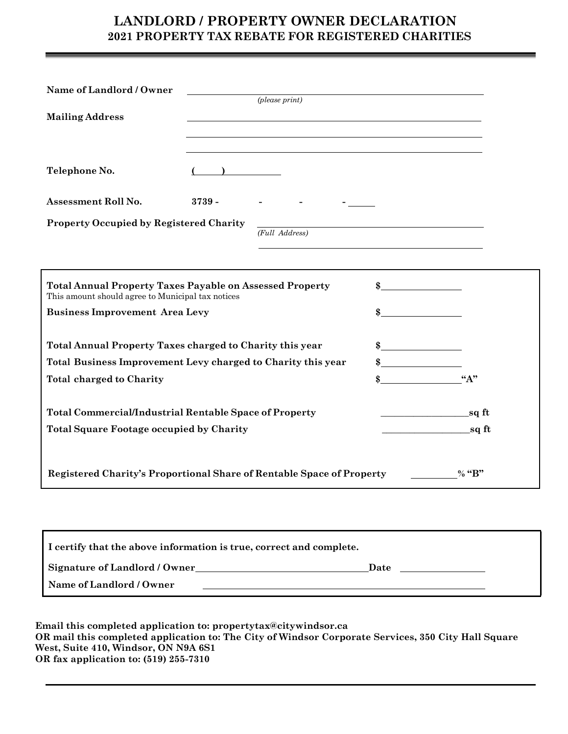# LANDLORD / PROPERTY OWNER DECLARATION
## 2021 PROPERTY TAX REBATE FOR REGISTERED CHARITIES

**Name of Landlord / Owner** ______________________________
*(please print)*

**Mailing Address** ______________________________
______________________________
______________________________

**Telephone No.** (     ) __________

**Assessment Roll No.** 3739 - &nbsp;&nbsp;&nbsp; - &nbsp;&nbsp;&nbsp; - &nbsp;&nbsp;&nbsp; - ______

**Property Occupied by Registered Charity** ______________________________
*(Full Address)*
______________________________

| | |
|---|---|
| **Total Annual Property Taxes Payable on Assessed Property**<br>This amount should agree to Municipal tax notices | $__________ |
| **Business Improvement Area Levy** | $__________ |
| **Total Annual Property Taxes charged to Charity this year** | $__________ |
| **Total Business Improvement Levy charged to Charity this year** | $__________ |
| **Total charged to Charity** | $__________ "A" |
| **Total Commercial/Industrial Rentable Space of Property** | __________ sq ft |
| **Total Square Footage occupied by Charity** | __________ sq ft |
| **Registered Charity's Proportional Share of Rentable Space of Property** | ______ % "B" |

**I certify that the above information is true, correct and complete.**

**Signature of Landlord / Owner** ______________________________ **Date** __________

**Name of Landlord / Owner** ______________________________

**Email this completed application to: propertytax@citywindsor.ca**
**OR mail this completed application to: The City of Windsor Corporate Services, 350 City Hall Square West, Suite 410, Windsor, ON N9A 6S1**
**OR fax application to: (519) 255-7310**